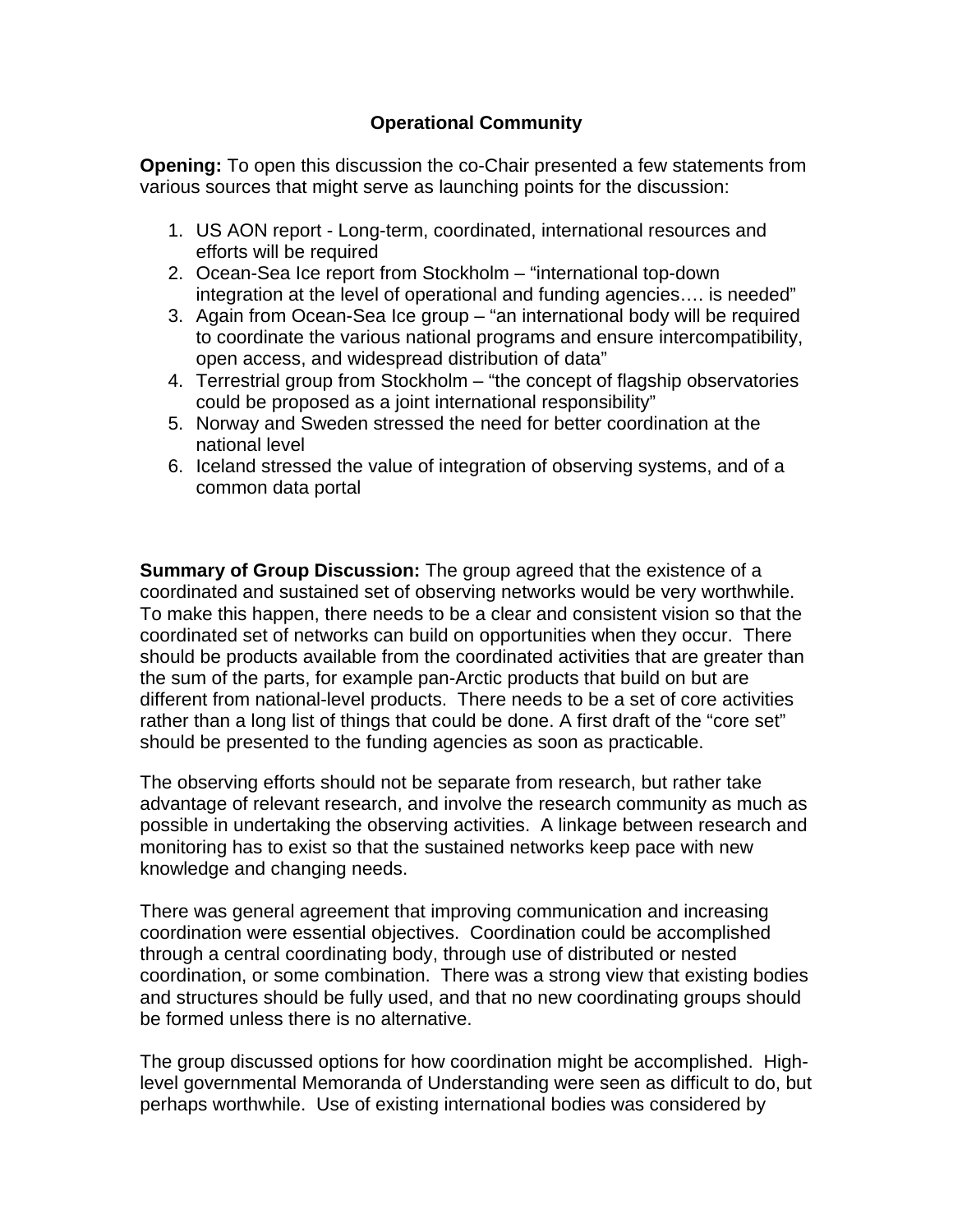# Operational Community

**Opening:** To open this discussion the co-Chair presented a few statements from various sources that might serve as launching points for the discussion:

1. US AON report - Long-term, coordinated, international resources and efforts will be required
2. Ocean-Sea Ice report from Stockholm – "international top-down integration at the level of operational and funding agencies…. is needed"
3. Again from Ocean-Sea Ice group – "an international body will be required to coordinate the various national programs and ensure intercompatibility, open access, and widespread distribution of data"
4. Terrestrial group from Stockholm – "the concept of flagship observatories could be proposed as a joint international responsibility"
5. Norway and Sweden stressed the need for better coordination at the national level
6. Iceland stressed the value of integration of observing systems, and of a common data portal

**Summary of Group Discussion:** The group agreed that the existence of a coordinated and sustained set of observing networks would be very worthwhile. To make this happen, there needs to be a clear and consistent vision so that the coordinated set of networks can build on opportunities when they occur. There should be products available from the coordinated activities that are greater than the sum of the parts, for example pan-Arctic products that build on but are different from national-level products. There needs to be a set of core activities rather than a long list of things that could be done. A first draft of the "core set" should be presented to the funding agencies as soon as practicable.

The observing efforts should not be separate from research, but rather take advantage of relevant research, and involve the research community as much as possible in undertaking the observing activities. A linkage between research and monitoring has to exist so that the sustained networks keep pace with new knowledge and changing needs.

There was general agreement that improving communication and increasing coordination were essential objectives. Coordination could be accomplished through a central coordinating body, through use of distributed or nested coordination, or some combination. There was a strong view that existing bodies and structures should be fully used, and that no new coordinating groups should be formed unless there is no alternative.

The group discussed options for how coordination might be accomplished. High-level governmental Memoranda of Understanding were seen as difficult to do, but perhaps worthwhile. Use of existing international bodies was considered by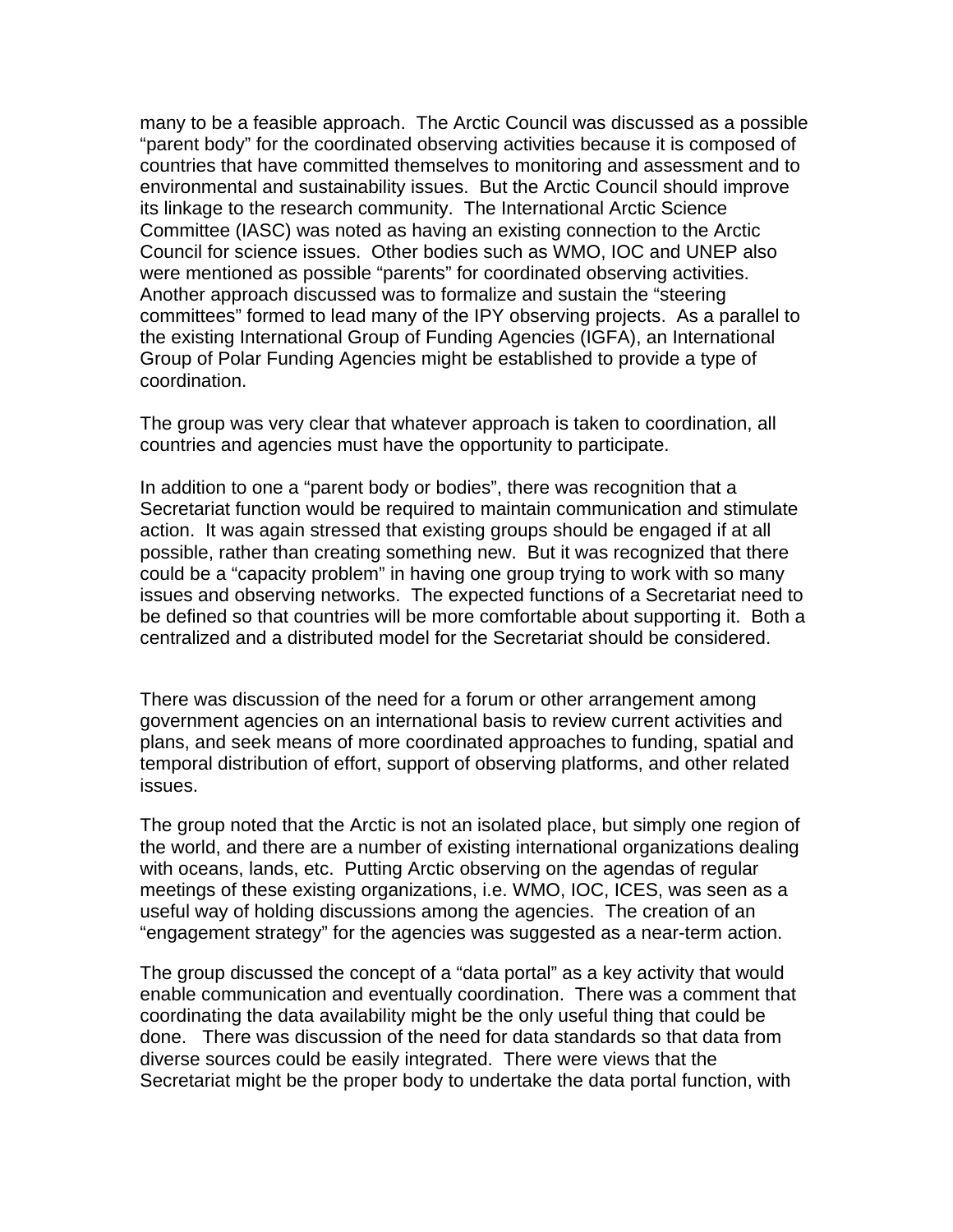many to be a feasible approach. The Arctic Council was discussed as a possible "parent body" for the coordinated observing activities because it is composed of countries that have committed themselves to monitoring and assessment and to environmental and sustainability issues. But the Arctic Council should improve its linkage to the research community. The International Arctic Science Committee (IASC) was noted as having an existing connection to the Arctic Council for science issues. Other bodies such as WMO, IOC and UNEP also were mentioned as possible "parents" for coordinated observing activities. Another approach discussed was to formalize and sustain the "steering committees" formed to lead many of the IPY observing projects. As a parallel to the existing International Group of Funding Agencies (IGFA), an International Group of Polar Funding Agencies might be established to provide a type of coordination.

The group was very clear that whatever approach is taken to coordination, all countries and agencies must have the opportunity to participate.

In addition to one a "parent body or bodies", there was recognition that a Secretariat function would be required to maintain communication and stimulate action. It was again stressed that existing groups should be engaged if at all possible, rather than creating something new. But it was recognized that there could be a "capacity problem" in having one group trying to work with so many issues and observing networks. The expected functions of a Secretariat need to be defined so that countries will be more comfortable about supporting it. Both a centralized and a distributed model for the Secretariat should be considered.

There was discussion of the need for a forum or other arrangement among government agencies on an international basis to review current activities and plans, and seek means of more coordinated approaches to funding, spatial and temporal distribution of effort, support of observing platforms, and other related issues.

The group noted that the Arctic is not an isolated place, but simply one region of the world, and there are a number of existing international organizations dealing with oceans, lands, etc. Putting Arctic observing on the agendas of regular meetings of these existing organizations, i.e. WMO, IOC, ICES, was seen as a useful way of holding discussions among the agencies. The creation of an "engagement strategy" for the agencies was suggested as a near-term action.

The group discussed the concept of a "data portal" as a key activity that would enable communication and eventually coordination. There was a comment that coordinating the data availability might be the only useful thing that could be done. There was discussion of the need for data standards so that data from diverse sources could be easily integrated. There were views that the Secretariat might be the proper body to undertake the data portal function, with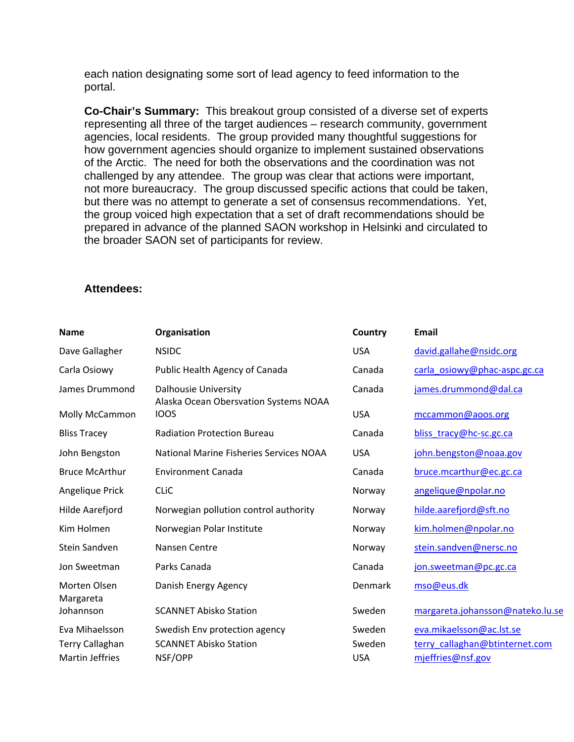each nation designating some sort of lead agency to feed information to the portal.

**Co-Chair's Summary:** This breakout group consisted of a diverse set of experts representing all three of the target audiences – research community, government agencies, local residents. The group provided many thoughtful suggestions for how government agencies should organize to implement sustained observations of the Arctic. The need for both the observations and the coordination was not challenged by any attendee. The group was clear that actions were important, not more bureaucracy. The group discussed specific actions that could be taken, but there was no attempt to generate a set of consensus recommendations. Yet, the group voiced high expectation that a set of draft recommendations should be prepared in advance of the planned SAON workshop in Helsinki and circulated to the broader SAON set of participants for review.

**Attendees:**

| Name | Organisation | Country | Email |
| --- | --- | --- | --- |
| Dave Gallagher | NSIDC | USA | david.gallahe@nsidc.org |
| Carla Osiowy | Public Health Agency of Canada | Canada | carla_osiowy@phac-aspc.gc.ca |
| James Drummond | Dalhousie University | Canada | james.drummond@dal.ca |
| Molly McCammon | Alaska Ocean Obersvation Systems NOAA IOOS | USA | mccammon@aoos.org |
| Bliss Tracey | Radiation Protection Bureau | Canada | bliss_tracy@hc-sc.gc.ca |
| John Bengston | National Marine Fisheries Services NOAA | USA | john.bengston@noaa.gov |
| Bruce McArthur | Environment Canada | Canada | bruce.mcarthur@ec.gc.ca |
| Angelique Prick | CLiC | Norway | angelique@npolar.no |
| Hilde Aarefjord | Norwegian pollution control authority | Norway | hilde.aarefjord@sft.no |
| Kim Holmen | Norwegian Polar Institute | Norway | kim.holmen@npolar.no |
| Stein Sandven | Nansen Centre | Norway | stein.sandven@nersc.no |
| Jon Sweetman | Parks Canada | Canada | jon.sweetman@pc.gc.ca |
| Morten Olsen | Danish Energy Agency | Denmark | mso@eus.dk |
| Margareta Johannson | SCANNET Abisko Station | Sweden | margareta.johansson@nateko.lu.se |
| Eva Mihaelsson | Swedish Env protection agency | Sweden | eva.mikaelsson@ac.lst.se |
| Terry Callaghan | SCANNET Abisko Station | Sweden | terry_callaghan@btinternet.com |
| Martin Jeffries | NSF/OPP | USA | mjeffries@nsf.gov |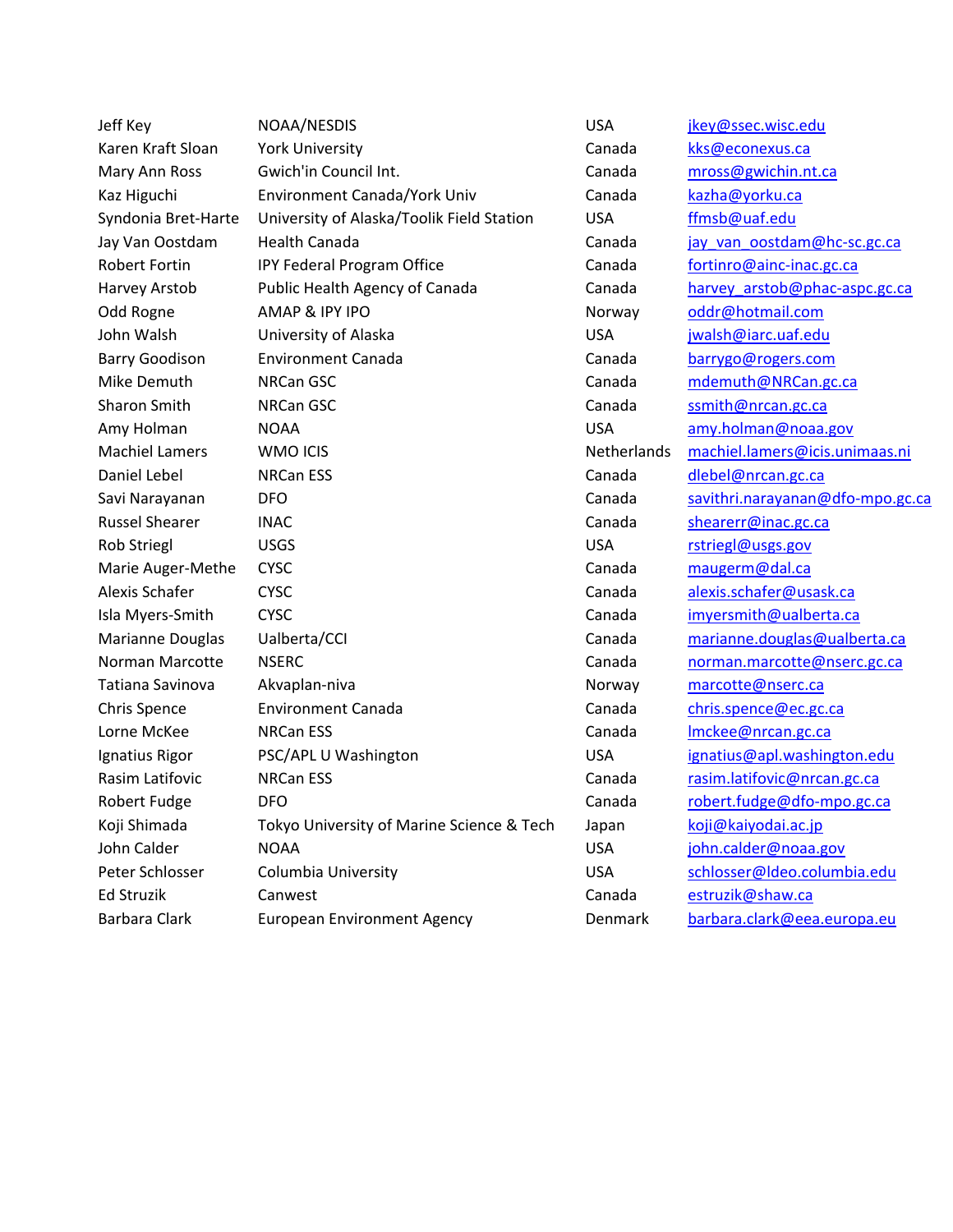| | | | |
|---|---|---|---|
| Jeff Key | NOAA/NESDIS | USA | jkey@ssec.wisc.edu |
| Karen Kraft Sloan | York University | Canada | kks@econexus.ca |
| Mary Ann Ross | Gwich'in Council Int. | Canada | mross@gwichin.nt.ca |
| Kaz Higuchi | Environment Canada/York Univ | Canada | kazha@yorku.ca |
| Syndonia Bret-Harte | University of Alaska/Toolik Field Station | USA | ffmsb@uaf.edu |
| Jay Van Oostdam | Health Canada | Canada | jay_van_oostdam@hc-sc.gc.ca |
| Robert Fortin | IPY Federal Program Office | Canada | fortinro@ainc-inac.gc.ca |
| Harvey Arstob | Public Health Agency of Canada | Canada | harvey_arstob@phac-aspc.gc.ca |
| Odd Rogne | AMAP & IPY IPO | Norway | oddr@hotmail.com |
| John Walsh | University of Alaska | USA | jwalsh@iarc.uaf.edu |
| Barry Goodison | Environment Canada | Canada | barrygo@rogers.com |
| Mike Demuth | NRCan GSC | Canada | mdemuth@NRCan.gc.ca |
| Sharon Smith | NRCan GSC | Canada | ssmith@nrcan.gc.ca |
| Amy Holman | NOAA | USA | amy.holman@noaa.gov |
| Machiel Lamers | WMO ICIS | Netherlands | machiel.lamers@icis.unimaas.ni |
| Daniel Lebel | NRCan ESS | Canada | dlebel@nrcan.gc.ca |
| Savi Narayanan | DFO | Canada | savithri.narayanan@dfo-mpo.gc.ca |
| Russel Shearer | INAC | Canada | shearerr@inac.gc.ca |
| Rob Striegl | USGS | USA | rstriegl@usgs.gov |
| Marie Auger-Methe | CYSC | Canada | maugerm@dal.ca |
| Alexis Schafer | CYSC | Canada | alexis.schafer@usask.ca |
| Isla Myers-Smith | CYSC | Canada | imyersmith@ualberta.ca |
| Marianne Douglas | Ualberta/CCI | Canada | marianne.douglas@ualberta.ca |
| Norman Marcotte | NSERC | Canada | norman.marcotte@nserc.gc.ca |
| Tatiana Savinova | Akvaplan-niva | Norway | marcotte@nserc.ca |
| Chris Spence | Environment Canada | Canada | chris.spence@ec.gc.ca |
| Lorne McKee | NRCan ESS | Canada | lmckee@nrcan.gc.ca |
| Ignatius Rigor | PSC/APL U Washington | USA | ignatius@apl.washington.edu |
| Rasim Latifovic | NRCan ESS | Canada | rasim.latifovic@nrcan.gc.ca |
| Robert Fudge | DFO | Canada | robert.fudge@dfo-mpo.gc.ca |
| Koji Shimada | Tokyo University of Marine Science & Tech | Japan | koji@kaiyodai.ac.jp |
| John Calder | NOAA | USA | john.calder@noaa.gov |
| Peter Schlosser | Columbia University | USA | schlosser@ldeo.columbia.edu |
| Ed Struzik | Canwest | Canada | estruzik@shaw.ca |
| Barbara Clark | European Environment Agency | Denmark | barbara.clark@eea.europa.eu |